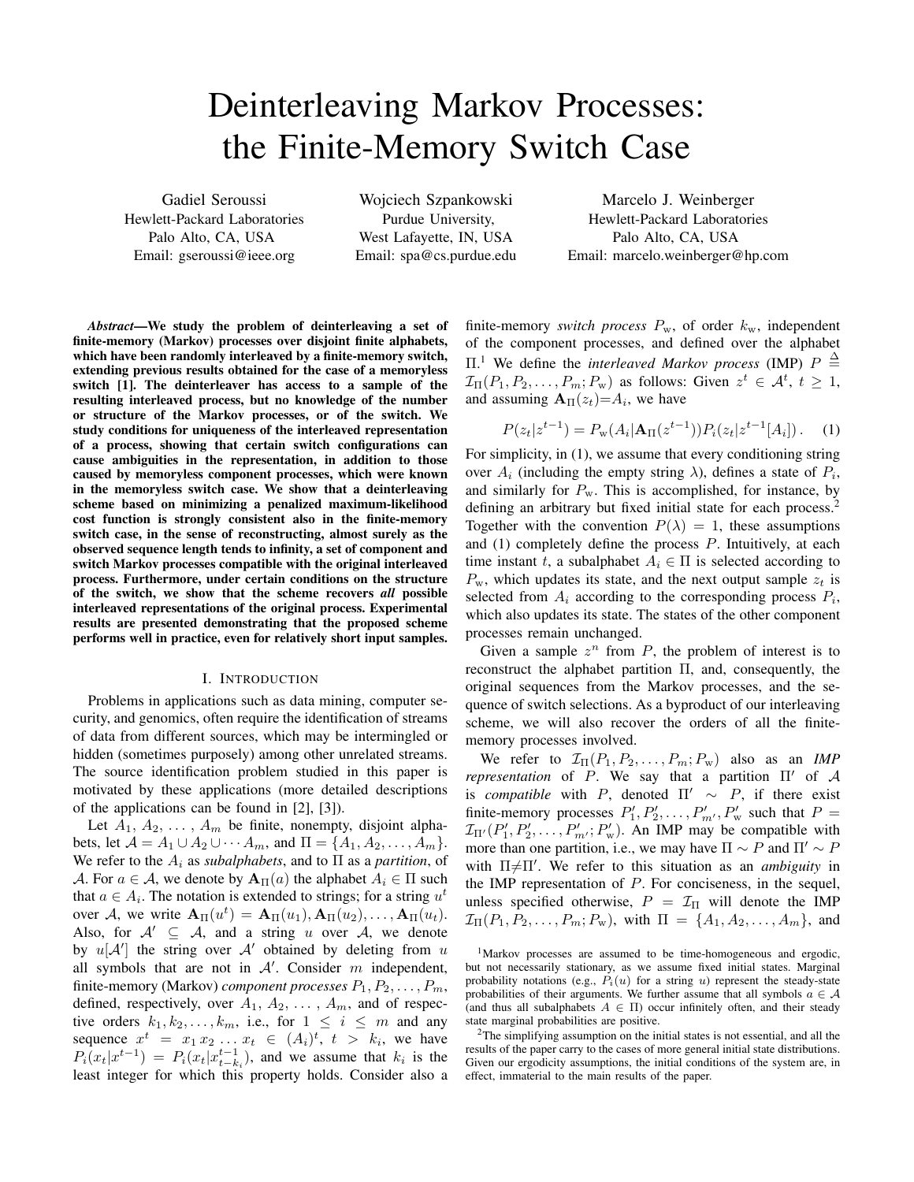# Deinterleaving Markov Processes: the Finite-Memory Switch Case

Gadiel Seroussi
Hewlett-Packard Laboratories
Palo Alto, CA, USA
Email: gseroussi@ieee.org

Wojciech Szpankowski
Purdue University,
West Lafayette, IN, USA
Email: spa@cs.purdue.edu

Marcelo J. Weinberger
Hewlett-Packard Laboratories
Palo Alto, CA, USA
Email: marcelo.weinberger@hp.com

***Abstract*—We study the problem of deinterleaving a set of finite-memory (Markov) processes over disjoint finite alphabets, which have been randomly interleaved by a finite-memory switch, extending previous results obtained for the case of a memoryless switch [1]. The deinterleaver has access to a sample of the resulting interleaved process, but no knowledge of the number or structure of the Markov processes, or of the switch. We study conditions for uniqueness of the interleaved representation of a process, showing that certain switch configurations can cause ambiguities in the representation, in addition to those caused by memoryless component processes, which were known in the memoryless switch case. We show that a deinterleaving scheme based on minimizing a penalized maximum-likelihood cost function is strongly consistent also in the finite-memory switch case, in the sense of reconstructing, almost surely as the observed sequence length tends to infinity, a set of component and switch Markov processes compatible with the original interleaved process. Furthermore, under certain conditions on the structure of the switch, we show that the scheme recovers *all* possible interleaved representations of the original process. Experimental results are presented demonstrating that the proposed scheme performs well in practice, even for relatively short input samples.**

## I. Introduction

Problems in applications such as data mining, computer security, and genomics, often require the identification of streams of data from different sources, which may be intermingled or hidden (sometimes purposely) among other unrelated streams. The source identification problem studied in this paper is motivated by these applications (more detailed descriptions of the applications can be found in [2], [3]).

Let $A_1, A_2, \ldots, A_m$ be finite, nonempty, disjoint alphabets, let $\mathcal{A} = A_1 \cup A_2 \cup \cdots A_m$, and $\Pi = \{A_1, A_2, \ldots, A_m\}$. We refer to the $A_i$ as *subalphabets*, and to $\Pi$ as a *partition*, of $\mathcal{A}$. For $a \in \mathcal{A}$, we denote by $\mathbf{A}_\Pi(a)$ the alphabet $A_i \in \Pi$ such that $a \in A_i$. The notation is extended to strings; for a string $u^t$ over $\mathcal{A}$, we write $\mathbf{A}_\Pi(u^t) = \mathbf{A}_\Pi(u_1), \mathbf{A}_\Pi(u_2), \ldots, \mathbf{A}_\Pi(u_t)$. Also, for $\mathcal{A}' \subseteq \mathcal{A}$, and a string $u$ over $\mathcal{A}$, we denote by $u[\mathcal{A}']$ the string over $\mathcal{A}'$ obtained by deleting from $u$ all symbols that are not in $\mathcal{A}'$. Consider $m$ independent, finite-memory (Markov) *component processes* $P_1, P_2, \ldots, P_m$, defined, respectively, over $A_1, A_2, \ldots, A_m$, and of respective orders $k_1, k_2, \ldots, k_m$, i.e., for $1 \le i \le m$ and any sequence $x^t = x_1 x_2 \ldots x_t \in (A_i)^t$, $t > k_i$, we have $P_i(x_t|x^{t-1}) = P_i(x_t|x_{t-k_i}^{t-1})$, and we assume that $k_i$ is the least integer for which this property holds. Consider also a finite-memory *switch process* $P_\text{w}$, of order $k_\text{w}$, independent of the component processes, and defined over the alphabet $\Pi$.[1] We define the *interleaved Markov process* (IMP) $P \triangleq \mathcal{I}_\Pi(P_1, P_2, \ldots, P_m; P_\text{w})$ as follows: Given $z^t \in \mathcal{A}^t$, $t \ge 1$, and assuming $\mathbf{A}_\Pi(z_t) = A_i$, we have

$$P(z_t|z^{t-1}) = P_\text{w}(A_i|\mathbf{A}_\Pi(z^{t-1}))P_i(z_t|z^{t-1}[A_i]). \quad (1)$$

For simplicity, in (1), we assume that every conditioning string over $A_i$ (including the empty string $\lambda$), defines a state of $P_i$, and similarly for $P_\text{w}$. This is accomplished, for instance, by defining an arbitrary but fixed initial state for each process.[2] Together with the convention $P(\lambda) = 1$, these assumptions and (1) completely define the process $P$. Intuitively, at each time instant $t$, a subalphabet $A_i \in \Pi$ is selected according to $P_\text{w}$, which updates its state, and the next output sample $z_t$ is selected from $A_i$ according to the corresponding process $P_i$, which also updates its state. The states of the other component processes remain unchanged.

Given a sample $z^n$ from $P$, the problem of interest is to reconstruct the alphabet partition $\Pi$, and, consequently, the original sequences from the Markov processes, and the sequence of switch selections. As a byproduct of our interleaving scheme, we will also recover the orders of all the finite-memory processes involved.

We refer to $\mathcal{I}_\Pi(P_1, P_2, \ldots, P_m; P_\text{w})$ also as an *IMP representation* of $P$. We say that a partition $\Pi'$ of $\mathcal{A}$ is *compatible* with $P$, denoted $\Pi' \sim P$, if there exist finite-memory processes $P'_1, P'_2, \ldots, P'_{m'}, P'_\text{w}$ such that $P = \mathcal{I}_{\Pi'}(P'_1, P'_2, \ldots, P'_{m'}; P'_\text{w})$. An IMP may be compatible with more than one partition, i.e., we may have $\Pi \sim P$ and $\Pi' \sim P$ with $\Pi \ne \Pi'$. We refer to this situation as an *ambiguity* in the IMP representation of $P$. For conciseness, in the sequel, unless specified otherwise, $P = \mathcal{I}_\Pi$ will denote the IMP $\mathcal{I}_\Pi(P_1, P_2, \ldots, P_m; P_\text{w})$, with $\Pi = \{A_1, A_2, \ldots, A_m\}$, and

[1] Markov processes are assumed to be time-homogeneous and ergodic, but not necessarily stationary, as we assume fixed initial states. Marginal probability notations (e.g., $P_i(u)$ for a string $u$) represent the steady-state probabilities of their arguments. We further assume that all symbols $a \in \mathcal{A}$ (and thus all subalphabets $A \in \Pi$) occur infinitely often, and their steady state marginal probabilities are positive.

[2] The simplifying assumption on the initial states is not essential, and all the results of the paper carry to the cases of more general initial state distributions. Given our ergodicity assumptions, the initial conditions of the system are, in effect, immaterial to the main results of the paper.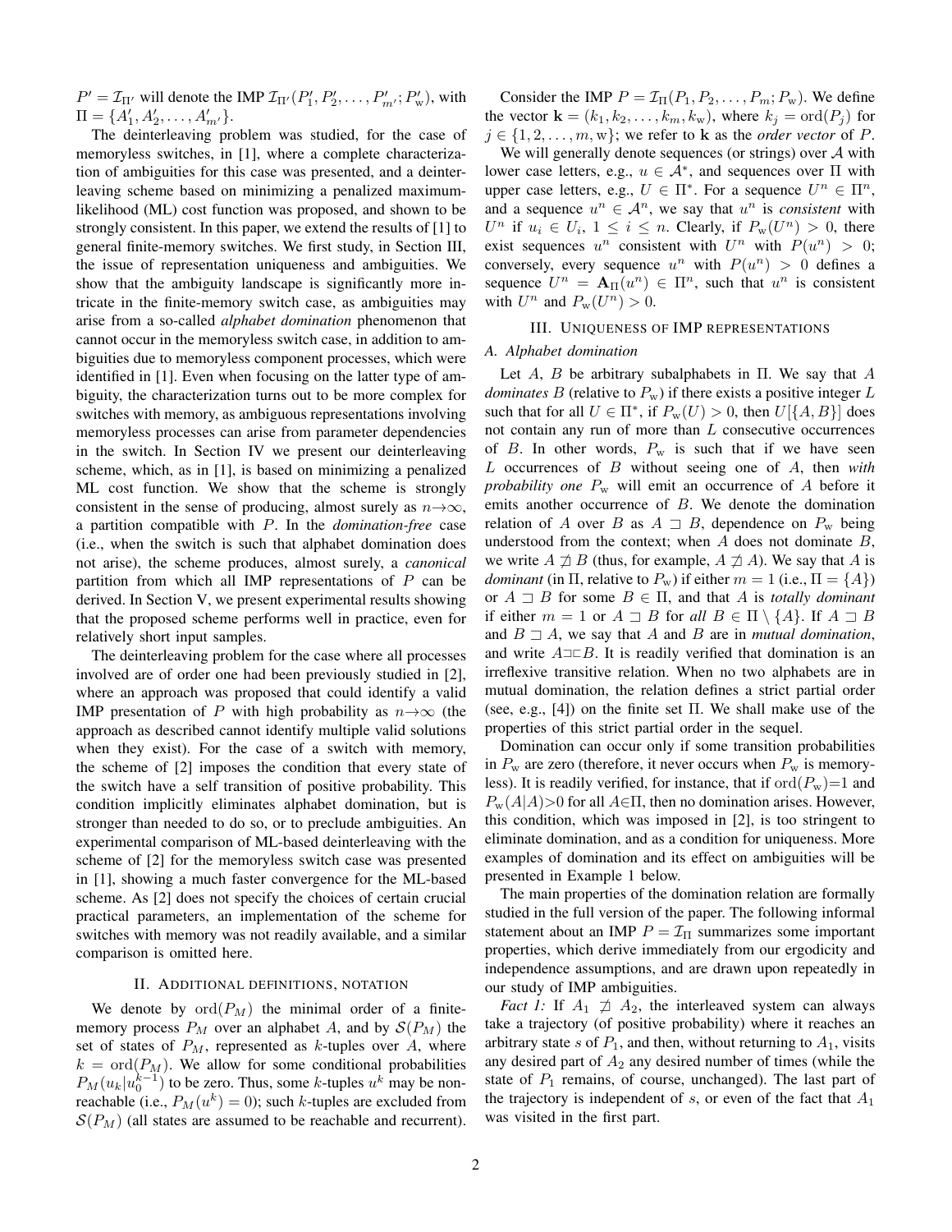$P' = \mathcal{I}_{\Pi'}$ will denote the IMP $\mathcal{I}_{\Pi'}(P'_1, P'_2, \ldots, P'_{m'}; P'_{\rm w})$, with $\Pi = \{A'_1, A'_2, \ldots, A'_{m'}\}$.

The deinterleaving problem was studied, for the case of memoryless switches, in [1], where a complete characterization of ambiguities for this case was presented, and a deinterleaving scheme based on minimizing a penalized maximum-likelihood (ML) cost function was proposed, and shown to be strongly consistent. In this paper, we extend the results of [1] to general finite-memory switches. We first study, in Section III, the issue of representation uniqueness and ambiguities. We show that the ambiguity landscape is significantly more intricate in the finite-memory switch case, as ambiguities may arise from a so-called *alphabet domination* phenomenon that cannot occur in the memoryless switch case, in addition to ambiguities due to memoryless component processes, which were identified in [1]. Even when focusing on the latter type of ambiguity, the characterization turns out to be more complex for switches with memory, as ambiguous representations involving memoryless processes can arise from parameter dependencies in the switch. In Section IV we present our deinterleaving scheme, which, as in [1], is based on minimizing a penalized ML cost function. We show that the scheme is strongly consistent in the sense of producing, almost surely as $n\to\infty$, a partition compatible with $P$. In the *domination-free* case (i.e., when the switch is such that alphabet domination does not arise), the scheme produces, almost surely, a *canonical* partition from which all IMP representations of $P$ can be derived. In Section V, we present experimental results showing that the proposed scheme performs well in practice, even for relatively short input samples.

The deinterleaving problem for the case where all processes involved are of order one had been previously studied in [2], where an approach was proposed that could identify a valid IMP presentation of $P$ with high probability as $n\to\infty$ (the approach as described cannot identify multiple valid solutions when they exist). For the case of a switch with memory, the scheme of [2] imposes the condition that every state of the switch have a self transition of positive probability. This condition implicitly eliminates alphabet domination, but is stronger than needed to do so, or to preclude ambiguities. An experimental comparison of ML-based deinterleaving with the scheme of [2] for the memoryless switch case was presented in [1], showing a much faster convergence for the ML-based scheme. As [2] does not specify the choices of certain crucial practical parameters, an implementation of the scheme for switches with memory was not readily available, and a similar comparison is omitted here.

## II. Additional definitions, notation

We denote by $\mathrm{ord}(P_M)$ the minimal order of a finite-memory process $P_M$ over an alphabet $A$, and by $\mathcal{S}(P_M)$ the set of states of $P_M$, represented as $k$-tuples over $A$, where $k = \mathrm{ord}(P_M)$. We allow for some conditional probabilities $P_M(u_k|u_0^{k-1})$ to be zero. Thus, some $k$-tuples $u^k$ may be non-reachable (i.e., $P_M(u^k) = 0$); such $k$-tuples are excluded from $\mathcal{S}(P_M)$ (all states are assumed to be reachable and recurrent).

Consider the IMP $P = \mathcal{I}_\Pi(P_1, P_2, \ldots, P_m; P_{\rm w})$. We define the vector $\mathbf{k} = (k_1, k_2, \ldots, k_m, k_{\rm w})$, where $k_j = \mathrm{ord}(P_j)$ for $j \in \{1, 2, \ldots, m, {\rm w}\}$; we refer to $\mathbf{k}$ as the *order vector* of $P$.

We will generally denote sequences (or strings) over $\mathcal{A}$ with lower case letters, e.g., $u \in \mathcal{A}^*$, and sequences over $\Pi$ with upper case letters, e.g., $U \in \Pi^*$. For a sequence $U^n \in \Pi^n$, and a sequence $u^n \in \mathcal{A}^n$, we say that $u^n$ is *consistent* with $U^n$ if $u_i \in U_i$, $1 \le i \le n$. Clearly, if $P_{\rm w}(U^n) > 0$, there exist sequences $u^n$ consistent with $U^n$ with $P(u^n) > 0$; conversely, every sequence $u^n$ with $P(u^n) > 0$ defines a sequence $U^n = \mathbf{A}_\Pi(u^n) \in \Pi^n$, such that $u^n$ is consistent with $U^n$ and $P_{\rm w}(U^n) > 0$.

## III. Uniqueness of IMP representations

### A. Alphabet domination

Let $A$, $B$ be arbitrary subalphabets in $\Pi$. We say that $A$ *dominates* $B$ (relative to $P_{\rm w}$) if there exists a positive integer $L$ such that for all $U \in \Pi^*$, if $P_{\rm w}(U) > 0$, then $U[\{A, B\}]$ does not contain any run of more than $L$ consecutive occurrences of $B$. In other words, $P_{\rm w}$ is such that if we have seen $L$ occurrences of $B$ without seeing one of $A$, then *with probability one* $P_{\rm w}$ will emit an occurrence of $A$ before it emits another occurrence of $B$. We denote the domination relation of $A$ over $B$ as $A \sqsupset B$, dependence on $P_{\rm w}$ being understood from the context; when $A$ does not dominate $B$, we write $A \not\sqsupset B$ (thus, for example, $A \not\sqsupset A$). We say that $A$ is *dominant* (in $\Pi$, relative to $P_{\rm w}$) if either $m = 1$ (i.e., $\Pi = \{A\}$) or $A \sqsupset B$ for some $B \in \Pi$, and that $A$ is *totally dominant* if either $m = 1$ or $A \sqsupset B$ for *all* $B \in \Pi \setminus \{A\}$. If $A \sqsupset B$ and $B \sqsupset A$, we say that $A$ and $B$ are in *mutual domination*, and write $A \sqsupset\sqsubset B$. It is readily verified that domination is an irreflexive transitive relation. When no two alphabets are in mutual domination, the relation defines a strict partial order (see, e.g., [4]) on the finite set $\Pi$. We shall make use of the properties of this strict partial order in the sequel.

Domination can occur only if some transition probabilities in $P_{\rm w}$ are zero (therefore, it never occurs when $P_{\rm w}$ is memoryless). It is readily verified, for instance, that if $\mathrm{ord}(P_{\rm w})$=1 and $P_{\rm w}(A|A)$>0 for all $A$∈$\Pi$, then no domination arises. However, this condition, which was imposed in [2], is too stringent to eliminate domination, and as a condition for uniqueness. More examples of domination and its effect on ambiguities will be presented in Example 1 below.

The main properties of the domination relation are formally studied in the full version of the paper. The following informal statement about an IMP $P = \mathcal{I}_\Pi$ summarizes some important properties, which derive immediately from our ergodicity and independence assumptions, and are drawn upon repeatedly in our study of IMP ambiguities.

*Fact 1:* If $A_1 \not\sqsupset A_2$, the interleaved system can always take a trajectory (of positive probability) where it reaches an arbitrary state $s$ of $P_1$, and then, without returning to $A_1$, visits any desired part of $A_2$ any desired number of times (while the state of $P_1$ remains, of course, unchanged). The last part of the trajectory is independent of $s$, or even of the fact that $A_1$ was visited in the first part.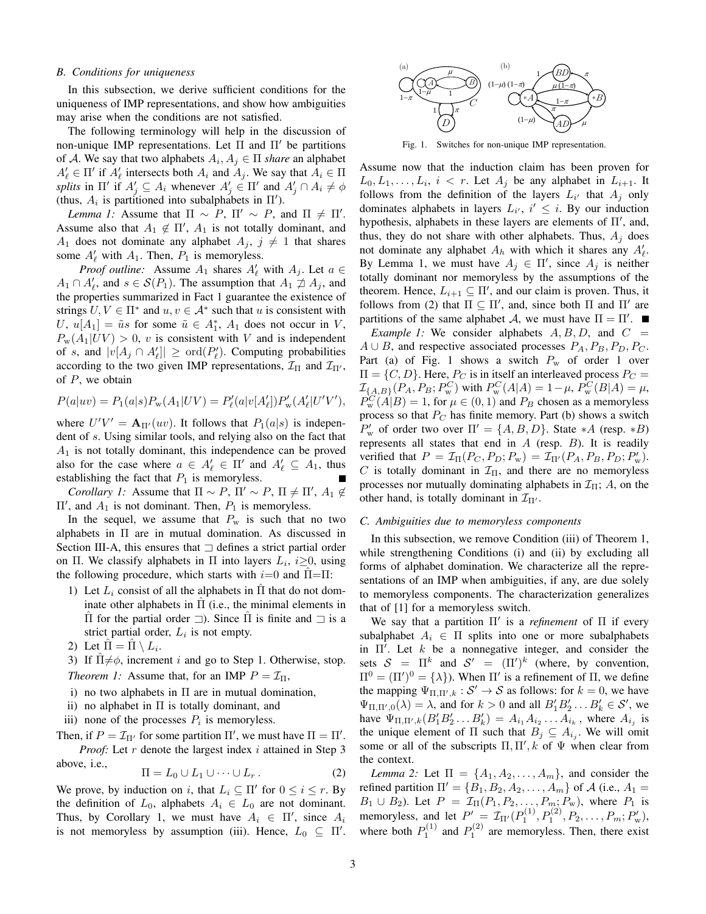### B. Conditions for uniqueness

In this subsection, we derive sufficient conditions for the uniqueness of IMP representations, and show how ambiguities may arise when the conditions are not satisfied.

The following terminology will help in the discussion of non-unique IMP representations. Let $\Pi$ and $\Pi'$ be partitions of $\mathcal{A}$. We say that two alphabets $A_i, A_j \in \Pi$ *share* an alphabet $A'_\ell \in \Pi'$ if $A'_\ell$ intersects both $A_i$ and $A_j$. We say that $A_i \in \Pi$ *splits* in $\Pi'$ if $A'_j \subseteq A_i$ whenever $A'_j \in \Pi'$ and $A'_j \cap A_i \neq \phi$ (thus, $A_i$ is partitioned into subalphabets in $\Pi'$).

*Lemma 1:* Assume that $\Pi \sim P$, $\Pi' \sim P$, and $\Pi \neq \Pi'$. Assume also that $A_1 \notin \Pi'$, $A_1$ is not totally dominant, and $A_1$ does not dominate any alphabet $A_j$, $j \neq 1$ that shares some $A'_\ell$ with $A_1$. Then, $P_1$ is memoryless.

*Proof outline:* Assume $A_1$ shares $A'_\ell$ with $A_j$. Let $a \in A_1 \cap A'_\ell$, and $s \in \mathcal{S}(P_1)$. The assumption that $A_1 \not\sqsupset A_j$, and the properties summarized in Fact 1 guarantee the existence of strings $U, V \in \Pi^*$ and $u, v \in \mathcal{A}^*$ such that $u$ is consistent with $U$, $u[A_1] = \tilde{u}s$ for some $\tilde{u} \in A_1^*$, $A_1$ does not occur in $V$, $P_{\rm w}(A_1|UV) > 0$, $v$ is consistent with $V$ and is independent of $s$, and $|v[A_j \cap A'_\ell]| \geq \mathrm{ord}(P'_\ell)$. Computing probabilities according to the two given IMP representations, $\mathcal{I}_\Pi$ and $\mathcal{I}_{\Pi'}$, of $P$, we obtain

$$P(a|uv) = P_1(a|s)P_{\rm w}(A_1|UV) = P'_\ell(a|v[A'_\ell])P'_{\rm w}(A'_\ell|U'V'),$$

where $U'V' = \mathbf{A}_{\Pi'}(uv)$. It follows that $P_1(a|s)$ is independent of $s$. Using similar tools, and relying also on the fact that $A_1$ is not totally dominant, this independence can be proved also for the case where $a \in A'_\ell \in \Pi'$ and $A'_\ell \subseteq A_1$, thus establishing the fact that $P_1$ is memoryless. ∎

*Corollary 1:* Assume that $\Pi \sim P$, $\Pi' \sim P$, $\Pi \neq \Pi'$, $A_1 \notin \Pi'$, and $A_1$ is not dominant. Then, $P_1$ is memoryless.

In the sequel, we assume that $P_{\rm w}$ is such that no two alphabets in $\Pi$ are in mutual domination. As discussed in Section III-A, this ensures that $\sqsupset$ defines a strict partial order on $\Pi$. We classify alphabets in $\Pi$ into layers $L_i$, $i \geq 0$, using the following procedure, which starts with $i=0$ and $\hat{\Pi}=\Pi$:

1) Let $L_i$ consist of all the alphabets in $\hat{\Pi}$ that do not dominate other alphabets in $\hat{\Pi}$ (i.e., the minimal elements in $\hat{\Pi}$ for the partial order $\sqsupset$). Since $\hat{\Pi}$ is finite and $\sqsupset$ is a strict partial order, $L_i$ is not empty.
2) Let $\hat{\Pi} = \hat{\Pi} \setminus L_i$.
3) If $\hat{\Pi} \neq \phi$, increment $i$ and go to Step 1. Otherwise, stop.

*Theorem 1:* Assume that, for an IMP $P = \mathcal{I}_\Pi$,

i) no two alphabets in $\Pi$ are in mutual domination,
ii) no alphabet in $\Pi$ is totally dominant, and
iii) none of the processes $P_i$ is memoryless.

Then, if $P = \mathcal{I}_{\Pi'}$ for some partition $\Pi'$, we must have $\Pi = \Pi'$.

*Proof:* Let $r$ denote the largest index $i$ attained in Step 3 above, i.e.,

$$\Pi = L_0 \cup L_1 \cup \cdots \cup L_r\,. \tag{2}$$

We prove, by induction on $i$, that $L_i \subseteq \Pi'$ for $0 \leq i \leq r$. By the definition of $L_0$, alphabets $A_i \in L_0$ are not dominant. Thus, by Corollary 1, we must have $A_i \in \Pi'$, since $A_i$ is not memoryless by assumption (iii). Hence, $L_0 \subseteq \Pi'$. Assume now that the induction claim has been proven for $L_0, L_1, \ldots, L_i$, $i < r$. Let $A_j$ be any alphabet in $L_{i+1}$. It follows from the definition of the layers $L_{i'}$ that $A_j$ only dominates alphabets in layers $L_{i'}$, $i' \leq i$. By our induction hypothesis, alphabets in these layers are elements of $\Pi'$, and, thus, they do not share with other alphabets. Thus, $A_j$ does not dominate any alphabet $A_h$ with which it shares any $A'_\ell$. By Lemma 1, we must have $A_j \in \Pi'$, since $A_j$ is neither totally dominant nor memoryless by the assumptions of the theorem. Hence, $L_{i+1} \subseteq \Pi'$, and our claim is proven. Thus, it follows from (2) that $\Pi \subseteq \Pi'$, and, since both $\Pi$ and $\Pi'$ are partitions of the same alphabet $\mathcal{A}$, we must have $\Pi = \Pi'$. ∎

Fig. 1. Switches for non-unique IMP representation.

*Example 1:* We consider alphabets $A, B, D$, and $C = A \cup B$, and respective associated processes $P_A, P_B, P_D, P_C$. Part (a) of Fig. 1 shows a switch $P_{\rm w}$ of order 1 over $\Pi = \{C, D\}$. Here, $P_C$ is in itself an interleaved process $P_C = \mathcal{I}_{\{A,B\}}(P_A, P_B; P^C_{\rm w})$ with $P^C_{\rm w}(A|A) = 1-\mu$, $P^C_{\rm w}(B|A) = \mu$, $P^C_{\rm w}(A|B) = 1$, for $\mu \in (0,1)$ and $P_B$ chosen as a memoryless process so that $P_C$ has finite memory. Part (b) shows a switch $P'_{\rm w}$ of order two over $\Pi' = \{A, B, D\}$. State $*A$ (resp. $*B$) represents all states that end in $A$ (resp. $B$). It is readily verified that $P = \mathcal{I}_\Pi(P_C, P_D; P_{\rm w}) = \mathcal{I}_{\Pi'}(P_A, P_B, P_D; P'_{\rm w})$. $C$ is totally dominant in $\mathcal{I}_\Pi$, and there are no memoryless processes nor mutually dominating alphabets in $\mathcal{I}_\Pi$; $A$, on the other hand, is totally dominant in $\mathcal{I}_{\Pi'}$.

### C. Ambiguities due to memoryless components

In this subsection, we remove Condition (iii) of Theorem 1, while strengthening Conditions (i) and (ii) by excluding all forms of alphabet domination. We characterize all the representations of an IMP when ambiguities, if any, are due solely to memoryless components. The characterization generalizes that of [1] for a memoryless switch.

We say that a partition $\Pi'$ is a *refinement* of $\Pi$ if every subalphabet $A_i \in \Pi$ splits into one or more subalphabets in $\Pi'$. Let $k$ be a nonnegative integer, and consider the sets $\mathcal{S} = \Pi^k$ and $\mathcal{S}' = (\Pi')^k$ (where, by convention, $\Pi^0 = (\Pi')^0 = \{\lambda\}$). When $\Pi'$ is a refinement of $\Pi$, we define the mapping $\Psi_{\Pi,\Pi',k} : \mathcal{S}' \to \mathcal{S}$ as follows: for $k = 0$, we have $\Psi_{\Pi,\Pi',0}(\lambda) = \lambda$, and for $k > 0$ and all $B'_1 B'_2 \ldots B'_k \in \mathcal{S}'$, we have $\Psi_{\Pi,\Pi',k}(B'_1 B'_2 \ldots B'_k) = A_{i_1} A_{i_2} \ldots A_{i_k}$, where $A_{i_j}$ is the unique element of $\Pi$ such that $B_j \subseteq A_{i_j}$. We will omit some or all of the subscripts $\Pi, \Pi', k$ of $\Psi$ when clear from the context.

*Lemma 2:* Let $\Pi = \{A_1, A_2, \ldots, A_m\}$, and consider the refined partition $\Pi' = \{B_1, B_2, A_2, \ldots, A_m\}$ of $\mathcal{A}$ (i.e., $A_1 = B_1 \cup B_2$). Let $P = \mathcal{I}_\Pi(P_1, P_2, \ldots, P_m; P_{\rm w})$, where $P_1$ is memoryless, and let $P' = \mathcal{I}_{\Pi'}(P_1^{(1)}, P_1^{(2)}, P_2, \ldots, P_m; P'_{\rm w})$, where both $P_1^{(1)}$ and $P_1^{(2)}$ are memoryless. Then, there exist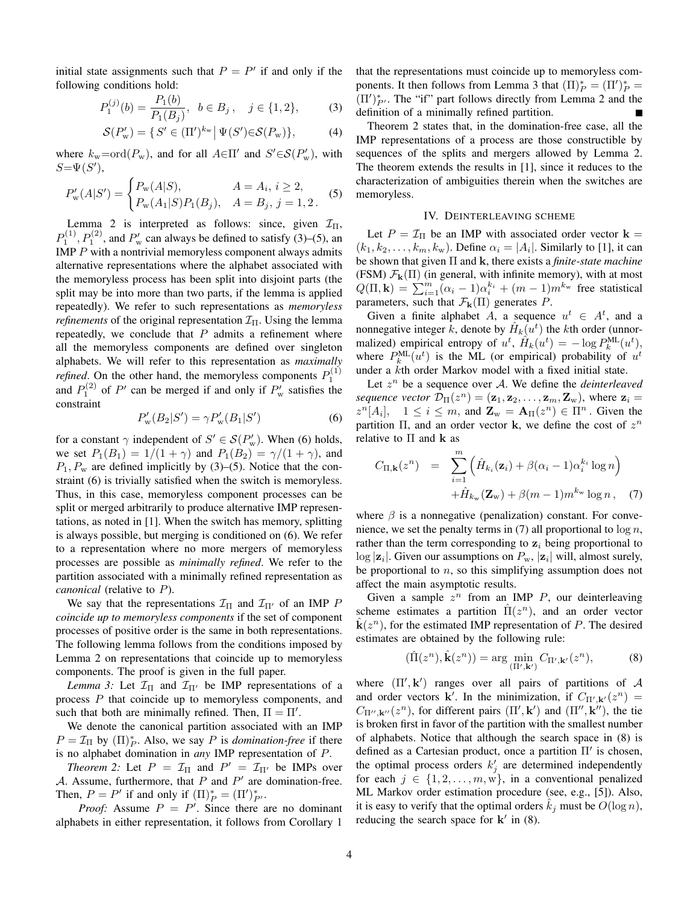initial state assignments such that $P = P'$ if and only if the following conditions hold:

$$P_1^{(j)}(b) = \frac{P_1(b)}{P_1(B_j)}, \quad b \in B_j\,, \quad j \in \{1, 2\}, \tag{3}$$

$$\mathcal{S}(P'_{\mathrm{w}}) = \{\, S' \in (\Pi')^{k_{\mathrm{w}}} \,|\, \Psi(S') \in \mathcal{S}(P_{\mathrm{w}})\}, \tag{4}$$

where $k_{\mathrm{w}} = \mathrm{ord}(P_{\mathrm{w}})$, and for all $A \in \Pi'$ and $S' \in \mathcal{S}(P'_{\mathrm{w}})$, with $S = \Psi(S')$,

$$P'_{\mathrm{w}}(A|S') = \begin{cases} P_{\mathrm{w}}(A|S), & A = A_i,\ i \geq 2, \\ P_{\mathrm{w}}(A_1|S)P_1(B_j), & A = B_j,\ j = 1, 2\,. \end{cases} \tag{5}$$

Lemma 2 is interpreted as follows: since, given $\mathcal{I}_\Pi$, $P_1^{(1)}, P_1^{(2)}$, and $P'_{\mathrm{w}}$ can always be defined to satisfy (3)–(5), an IMP $P$ with a nontrivial memoryless component always admits alternative representations where the alphabet associated with the memoryless process has been split into disjoint parts (the split may be into more than two parts, if the lemma is applied repeatedly). We refer to such representations as *memoryless refinements* of the original representation $\mathcal{I}_\Pi$. Using the lemma repeatedly, we conclude that $P$ admits a refinement where all the memoryless components are defined over singleton alphabets. We will refer to this representation as *maximally refined*. On the other hand, the memoryless components $P_1^{(1)}$ and $P_1^{(2)}$ of $P'$ can be merged if and only if $P'_{\mathrm{w}}$ satisfies the constraint

$$P'_{\mathrm{w}}(B_2|S') = \gamma P'_{\mathrm{w}}(B_1|S') \tag{6}$$

for a constant $\gamma$ independent of $S' \in \mathcal{S}(P'_{\mathrm{w}})$. When (6) holds, we set $P_1(B_1) = 1/(1+\gamma)$ and $P_1(B_2) = \gamma/(1+\gamma)$, and $P_1, P_{\mathrm{w}}$ are defined implicitly by (3)–(5). Notice that the constraint (6) is trivially satisfied when the switch is memoryless. Thus, in this case, memoryless component processes can be split or merged arbitrarily to produce alternative IMP representations, as noted in [1]. When the switch has memory, splitting is always possible, but merging is conditioned on (6). We refer to a representation where no more mergers of memoryless processes are possible as *minimally refined*. We refer to the partition associated with a minimally refined representation as *canonical* (relative to $P$).

We say that the representations $\mathcal{I}_\Pi$ and $\mathcal{I}_{\Pi'}$ of an IMP $P$ *coincide up to memoryless components* if the set of component processes of positive order is the same in both representations. The following lemma follows from the conditions imposed by Lemma 2 on representations that coincide up to memoryless components. The proof is given in the full paper.

*Lemma 3:* Let $\mathcal{I}_\Pi$ and $\mathcal{I}_{\Pi'}$ be IMP representations of a process $P$ that coincide up to memoryless components, and such that both are minimally refined. Then, $\Pi = \Pi'$.

We denote the canonical partition associated with an IMP $P = \mathcal{I}_\Pi$ by $(\Pi)^*_P$. Also, we say $P$ is *domination-free* if there is no alphabet domination in *any* IMP representation of $P$.

*Theorem 2:* Let $P = \mathcal{I}_\Pi$ and $P' = \mathcal{I}_{\Pi'}$ be IMPs over $\mathcal{A}$. Assume, furthermore, that $P$ and $P'$ are domination-free. Then, $P = P'$ if and only if $(\Pi)^*_P = (\Pi')^*_{P'}$.

*Proof:* Assume $P = P'$. Since there are no dominant alphabets in either representation, it follows from Corollary 1 that the representations must coincide up to memoryless components. It then follows from Lemma 3 that $(\Pi)^*_P = (\Pi')^*_P = (\Pi')^*_{P'}$. The "if" part follows directly from Lemma 2 and the definition of a minimally refined partition. ∎

Theorem 2 states that, in the domination-free case, all the IMP representations of a process are those constructible by sequences of the splits and mergers allowed by Lemma 2. The theorem extends the results in [1], since it reduces to the characterization of ambiguities therein when the switches are memoryless.

## IV. Deinterleaving scheme

Let $P = \mathcal{I}_\Pi$ be an IMP with associated order vector $\mathbf{k} = (k_1, k_2, \ldots, k_m, k_{\mathrm{w}})$. Define $\alpha_i = |A_i|$. Similarly to [1], it can be shown that given $\Pi$ and $\mathbf{k}$, there exists a *finite-state machine* (FSM) $\mathcal{F}_{\mathbf{k}}(\Pi)$ (in general, with infinite memory), with at most $Q(\Pi, \mathbf{k}) = \sum_{i=1}^{m}(\alpha_i - 1)\alpha_i^{k_i} + (m-1)m^{k_{\mathrm{w}}}$ free statistical parameters, such that $\mathcal{F}_{\mathbf{k}}(\Pi)$ generates $P$.

Given a finite alphabet $A$, a sequence $u^t \in A^t$, and a nonnegative integer $k$, denote by $\hat{H}_k(u^t)$ the $k$th order (unnormalized) empirical entropy of $u^t$, $\hat{H}_k(u^t) = -\log P_k^{\mathrm{ML}}(u^t)$, where $P_k^{\mathrm{ML}}(u^t)$ is the ML (or empirical) probability of $u^t$ under a $k$th order Markov model with a fixed initial state.

Let $z^n$ be a sequence over $\mathcal{A}$. We define the *deinterleaved sequence vector* $\mathcal{D}_\Pi(z^n) = (\mathbf{z}_1, \mathbf{z}_2, \ldots, \mathbf{z}_m, \mathbf{Z}_{\mathrm{w}})$, where $\mathbf{z}_i = z^n[A_i]$, $\quad 1 \leq i \leq m$, and $\mathbf{Z}_{\mathrm{w}} = \mathbf{A}_\Pi(z^n) \in \Pi^n$. Given the partition $\Pi$, and an order vector $\mathbf{k}$, we define the cost of $z^n$ relative to $\Pi$ and $\mathbf{k}$ as

$$\begin{aligned} C_{\Pi,\mathbf{k}}(z^n) \;\; &= \;\; \sum_{i=1}^{m} \left( \hat{H}_{k_i}(\mathbf{z}_i) + \beta(\alpha_i - 1)\alpha_i^{k_i} \log n \right) \\ &\quad + \hat{H}_{k_{\mathrm{w}}}(\mathbf{Z}_{\mathrm{w}}) + \beta(m-1)m^{k_{\mathrm{w}}} \log n\,, \end{aligned} \tag{7}$$

where $\beta$ is a nonnegative (penalization) constant. For convenience, we set the penalty terms in (7) all proportional to $\log n$, rather than the term corresponding to $\mathbf{z}_i$ being proportional to $\log |\mathbf{z}_i|$. Given our assumptions on $P_{\mathrm{w}}$, $|\mathbf{z}_i|$ will, almost surely, be proportional to $n$, so this simplifying assumption does not affect the main asymptotic results.

Given a sample $z^n$ from an IMP $P$, our deinterleaving scheme estimates a partition $\hat{\Pi}(z^n)$, and an order vector $\hat{\mathbf{k}}(z^n)$, for the estimated IMP representation of $P$. The desired estimates are obtained by the following rule:

$$(\hat{\Pi}(z^n), \hat{\mathbf{k}}(z^n)) = \arg\min_{(\Pi', \mathbf{k}')} C_{\Pi',\mathbf{k}'}(z^n), \tag{8}$$

where $(\Pi', \mathbf{k}')$ ranges over all pairs of partitions of $\mathcal{A}$ and order vectors $\mathbf{k}'$. In the minimization, if $C_{\Pi',\mathbf{k}'}(z^n) = C_{\Pi'',\mathbf{k}''}(z^n)$, for different pairs $(\Pi', \mathbf{k}')$ and $(\Pi'', \mathbf{k}'')$, the tie is broken first in favor of the partition with the smallest number of alphabets. Notice that although the search space in (8) is defined as a Cartesian product, once a partition $\Pi'$ is chosen, the optimal process orders $k'_j$ are determined independently for each $j \in \{1, 2, \ldots, m, \mathrm{w}\}$, in a conventional penalized ML Markov order estimation procedure (see, e.g., [5]). Also, it is easy to verify that the optimal orders $\hat{k}_j$ must be $O(\log n)$, reducing the search space for $\mathbf{k}'$ in (8).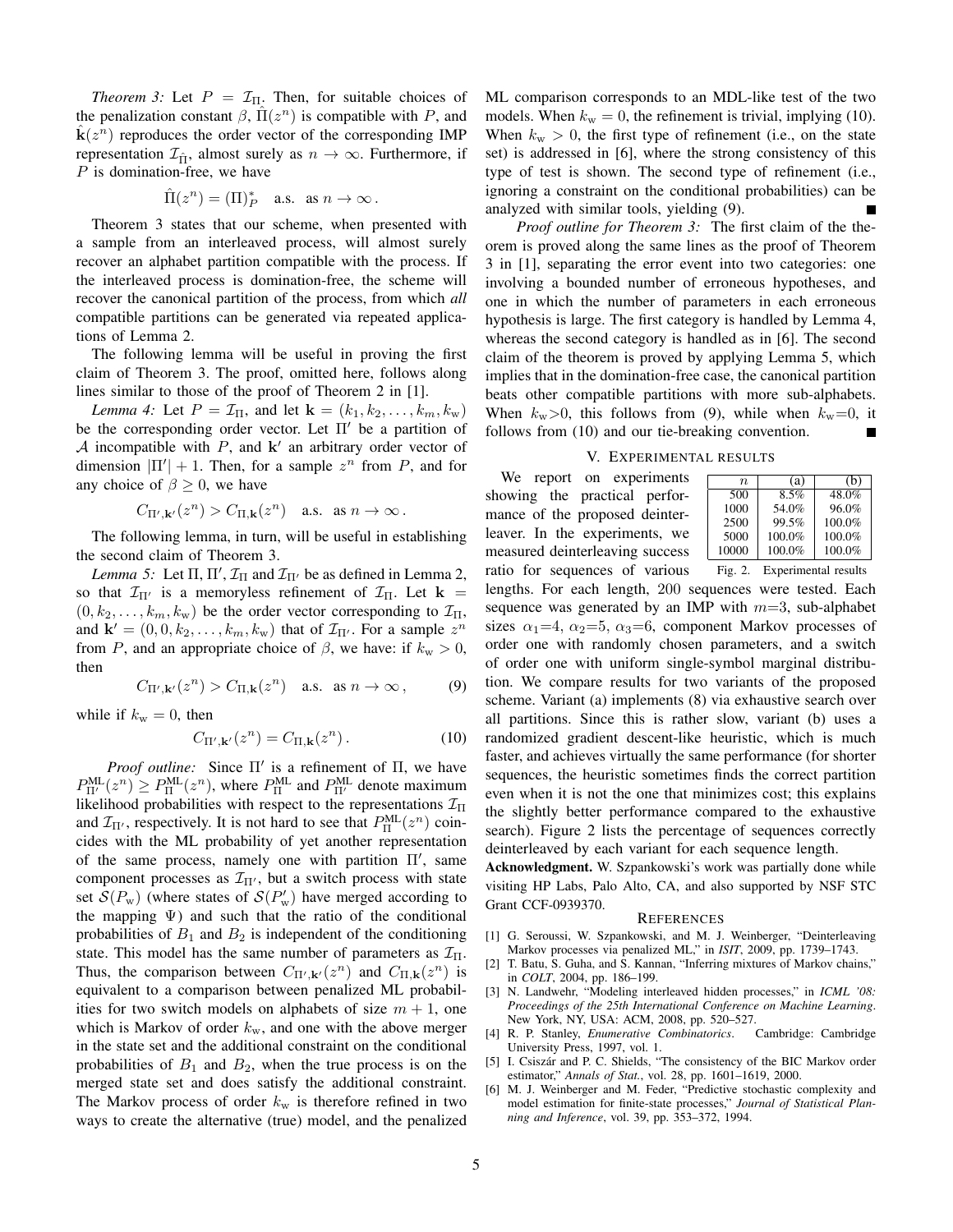*Theorem 3:* Let $P = \mathcal{I}_\Pi$. Then, for suitable choices of the penalization constant $\beta$, $\hat{\Pi}(z^n)$ is compatible with $P$, and $\hat{\mathbf{k}}(z^n)$ reproduces the order vector of the corresponding IMP representation $\mathcal{I}_{\hat{\Pi}}$, almost surely as $n \to \infty$. Furthermore, if $P$ is domination-free, we have

$$\hat{\Pi}(z^n) = (\Pi)^*_P \quad \text{a.s.} \quad \text{as } n \to \infty\,.$$

Theorem 3 states that our scheme, when presented with a sample from an interleaved process, will almost surely recover an alphabet partition compatible with the process. If the interleaved process is domination-free, the scheme will recover the canonical partition of the process, from which *all* compatible partitions can be generated via repeated applications of Lemma 2.

The following lemma will be useful in proving the first claim of Theorem 3. The proof, omitted here, follows along lines similar to those of the proof of Theorem 2 in [1].

*Lemma 4:* Let $P = \mathcal{I}_\Pi$, and let $\mathbf{k} = (k_1, k_2, \ldots, k_m, k_\mathrm{w})$ be the corresponding order vector. Let $\Pi'$ be a partition of $\mathcal{A}$ incompatible with $P$, and $\mathbf{k}'$ an arbitrary order vector of dimension $|\Pi'| + 1$. Then, for a sample $z^n$ from $P$, and for any choice of $\beta \geq 0$, we have

$$C_{\Pi',\mathbf{k}'}(z^n) > C_{\Pi,\mathbf{k}}(z^n) \quad \text{a.s.} \quad \text{as } n \to \infty\,.$$

The following lemma, in turn, will be useful in establishing the second claim of Theorem 3.

*Lemma 5:* Let $\Pi, \Pi', \mathcal{I}_\Pi$ and $\mathcal{I}_{\Pi'}$ be as defined in Lemma 2, so that $\mathcal{I}_{\Pi'}$ is a memoryless refinement of $\mathcal{I}_\Pi$. Let $\mathbf{k} = (0, k_2, \ldots, k_m, k_\mathrm{w})$ be the order vector corresponding to $\mathcal{I}_\Pi$, and $\mathbf{k}' = (0, 0, k_2, \ldots, k_m, k_\mathrm{w})$ that of $\mathcal{I}_{\Pi'}$. For a sample $z^n$ from $P$, and an appropriate choice of $\beta$, we have: if $k_\mathrm{w} > 0$, then

$$C_{\Pi',\mathbf{k}'}(z^n) > C_{\Pi,\mathbf{k}}(z^n) \quad \text{a.s.} \quad \text{as } n \to \infty\,, \tag{9}$$

while if $k_\mathrm{w} = 0$, then

$$C_{\Pi',\mathbf{k}'}(z^n) = C_{\Pi,\mathbf{k}}(z^n)\,. \tag{10}$$

*Proof outline:* Since $\Pi'$ is a refinement of $\Pi$, we have $P^{\mathrm{ML}}_{\Pi'}(z^n) \geq P^{\mathrm{ML}}_{\Pi}(z^n)$, where $P^{\mathrm{ML}}_{\Pi}$ and $P^{\mathrm{ML}}_{\Pi'}$ denote maximum likelihood probabilities with respect to the representations $\mathcal{I}_\Pi$ and $\mathcal{I}_{\Pi'}$, respectively. It is not hard to see that $P^{\mathrm{ML}}_{\Pi}(z^n)$ coincides with the ML probability of yet another representation of the same process, namely one with partition $\Pi'$, same component processes as $\mathcal{I}_{\Pi'}$, but a switch process with state set $\mathcal{S}(P_\mathrm{w})$ (where states of $\mathcal{S}(P'_\mathrm{w})$ have merged according to the mapping $\Psi$) and such that the ratio of the conditional probabilities of $B_1$ and $B_2$ is independent of the conditioning state. This model has the same number of parameters as $\mathcal{I}_\Pi$. Thus, the comparison between $C_{\Pi',\mathbf{k}'}(z^n)$ and $C_{\Pi,\mathbf{k}}(z^n)$ is equivalent to a comparison between penalized ML probabilities for two switch models on alphabets of size $m+1$, one which is Markov of order $k_\mathrm{w}$, and one with the above merger in the state set and the additional constraint on the conditional probabilities of $B_1$ and $B_2$, when the true process is on the merged state set and does satisfy the additional constraint. The Markov process of order $k_\mathrm{w}$ is therefore refined in two ways to create the alternative (true) model, and the penalized ML comparison corresponds to an MDL-like test of the two models. When $k_\mathrm{w} = 0$, the refinement is trivial, implying (10). When $k_\mathrm{w} > 0$, the first type of refinement (i.e., on the state set) is addressed in [6], where the strong consistency of this type of test is shown. The second type of refinement (i.e., ignoring a constraint on the conditional probabilities) can be analyzed with similar tools, yielding (9). ∎

*Proof outline for Theorem 3:* The first claim of the theorem is proved along the same lines as the proof of Theorem 3 in [1], separating the error event into two categories: one involving a bounded number of erroneous hypotheses, and one in which the number of parameters in each erroneous hypothesis is large. The first category is handled by Lemma 4, whereas the second category is handled as in [6]. The second claim of the theorem is proved by applying Lemma 5, which implies that in the domination-free case, the canonical partition beats other compatible partitions with more sub-alphabets. When $k_\mathrm{w}>0$, this follows from (9), while when $k_\mathrm{w}=0$, it follows from (10) and our tie-breaking convention. ∎

## V. Experimental results

We report on experiments showing the practical performance of the proposed deinterleaver. In the experiments, we measured deinterleaving success ratio for sequences of various lengths. For each length, 200 sequences were tested. Each sequence was generated by an IMP with $m$=3, sub-alphabet sizes $\alpha_1$=4, $\alpha_2$=5, $\alpha_3$=6, component Markov processes of order one with randomly chosen parameters, and a switch of order one with uniform single-symbol marginal distribution. We compare results for two variants of the proposed scheme. Variant (a) implements (8) via exhaustive search over all partitions. Since this is rather slow, variant (b) uses a randomized gradient descent-like heuristic, which is much faster, and achieves virtually the same performance (for shorter sequences, the heuristic sometimes finds the correct partition even when it is not the one that minimizes cost; this explains the slightly better performance compared to the exhaustive search). Figure 2 lists the percentage of sequences correctly deinterleaved by each variant for each sequence length.

| $n$ | (a) | (b) |
|---|---|---|
| 500 | 8.5% | 48.0% |
| 1000 | 54.0% | 96.0% |
| 2500 | 99.5% | 100.0% |
| 5000 | 100.0% | 100.0% |
| 10000 | 100.0% | 100.0% |

Fig. 2. Experimental results

**Acknowledgment.** W. Szpankowski's work was partially done while visiting HP Labs, Palo Alto, CA, and also supported by NSF STC Grant CCF-0939370.

## References

[1] G. Seroussi, W. Szpankowski, and M. J. Weinberger, "Deinterleaving Markov processes via penalized ML," in *ISIT*, 2009, pp. 1739–1743.

[2] T. Batu, S. Guha, and S. Kannan, "Inferring mixtures of Markov chains," in *COLT*, 2004, pp. 186–199.

[3] N. Landwehr, "Modeling interleaved hidden processes," in *ICML '08: Proceedings of the 25th International Conference on Machine Learning*. New York, NY, USA: ACM, 2008, pp. 520–527.

[4] R. P. Stanley, *Enumerative Combinatorics*. Cambridge: Cambridge University Press, 1997, vol. 1.

[5] I. Csiszár and P. C. Shields, "The consistency of the BIC Markov order estimator," *Annals of Stat.*, vol. 28, pp. 1601–1619, 2000.

[6] M. J. Weinberger and M. Feder, "Predictive stochastic complexity and model estimation for finite-state processes," *Journal of Statistical Planning and Inference*, vol. 39, pp. 353–372, 1994.